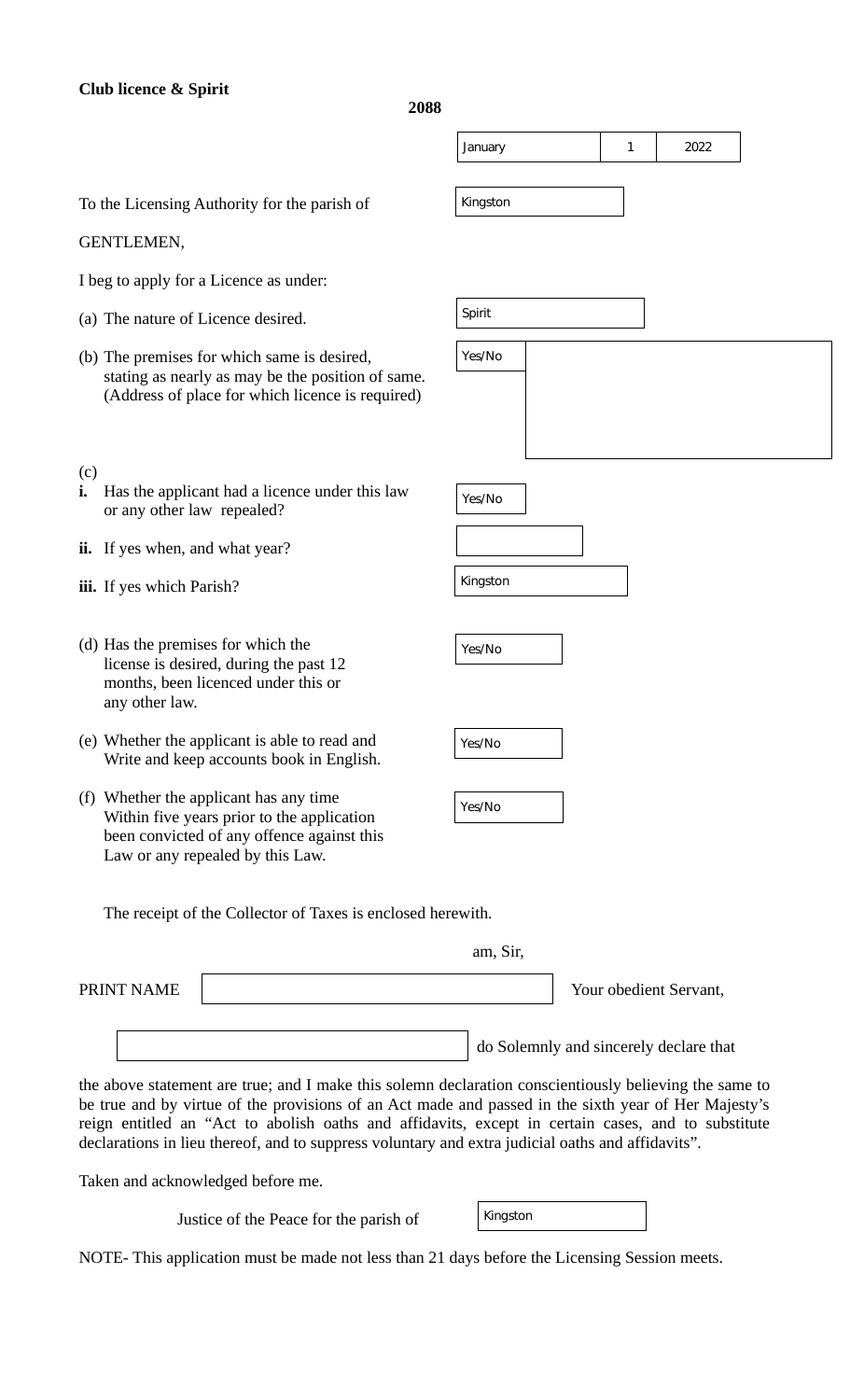**Club licence & Spirit**

**2088**

January | 1 | 2022

To the Licensing Authority for the parish of Kingston

GENTLEMEN,

I beg to apply for a Licence as under:

(a) The nature of Licence desired. Spirit

(b) The premises for which same is desired, stating as nearly as may be the position of same. (Address of place for which licence is required) Yes/No

(c)

**i.** Has the applicant had a licence under this law or any other law repealed? Yes/No

**ii.** If yes when, and what year?

**iii.** If yes which Parish? Kingston

(d) Has the premises for which the license is desired, during the past 12 months, been licenced under this or any other law. Yes/No

(e) Whether the applicant is able to read and Write and keep accounts book in English. Yes/No

(f) Whether the applicant has any time Within five years prior to the application been convicted of any offence against this Law or any repealed by this Law. Yes/No

The receipt of the Collector of Taxes is enclosed herewith.

am, Sir,

PRINT NAME ______________________ Your obedient Servant,

______________________ do Solemnly and sincerely declare that

the above statement are true; and I make this solemn declaration conscientiously believing the same to be true and by virtue of the provisions of an Act made and passed in the sixth year of Her Majesty's reign entitled an "Act to abolish oaths and affidavits, except in certain cases, and to substitute declarations in lieu thereof, and to suppress voluntary and extra judicial oaths and affidavits".

Taken and acknowledged before me.

Justice of the Peace for the parish of Kingston

NOTE- This application must be made not less than 21 days before the Licensing Session meets.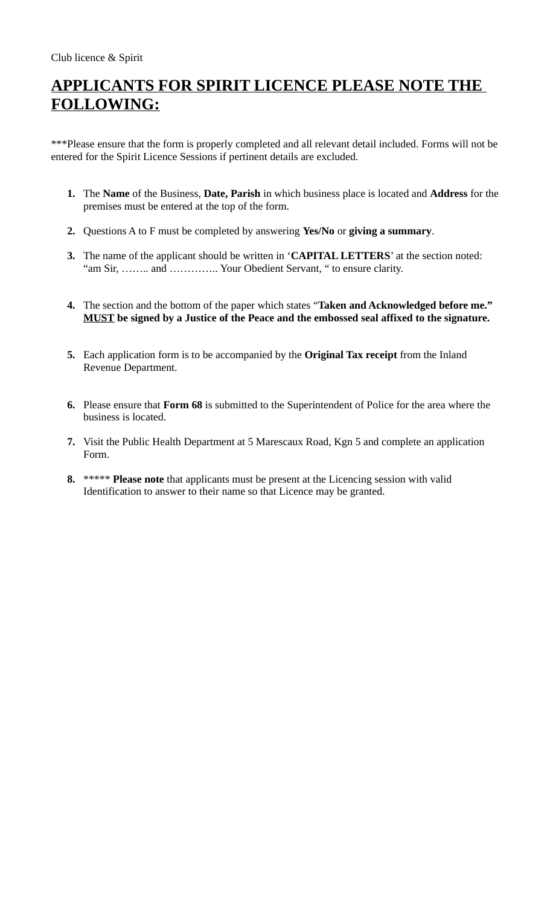Club licence & Spirit

# APPLICANTS FOR SPIRIT LICENCE PLEASE NOTE THE FOLLOWING:

***Please ensure that the form is properly completed and all relevant detail included. Forms will not be entered for the Spirit Licence Sessions if pertinent details are excluded.

1. The **Name** of the Business, **Date, Parish** in which business place is located and **Address** for the premises must be entered at the top of the form.

2. Questions A to F must be completed by answering **Yes/No** or **giving a summary**.

3. The name of the applicant should be written in '**CAPITAL LETTERS**' at the section noted: "am Sir, …….. and ………….. Your Obedient Servant, " to ensure clarity.

4. The section and the bottom of the paper which states "**Taken and Acknowledged before me." MUST be signed by a Justice of the Peace and the embossed seal affixed to the signature.**

5. Each application form is to be accompanied by the **Original Tax receipt** from the Inland Revenue Department.

6. Please ensure that **Form 68** is submitted to the Superintendent of Police for the area where the business is located.

7. Visit the Public Health Department at 5 Marescaux Road, Kgn 5 and complete an application Form.

8. ***** **Please note** that applicants must be present at the Licencing session with valid Identification to answer to their name so that Licence may be granted.